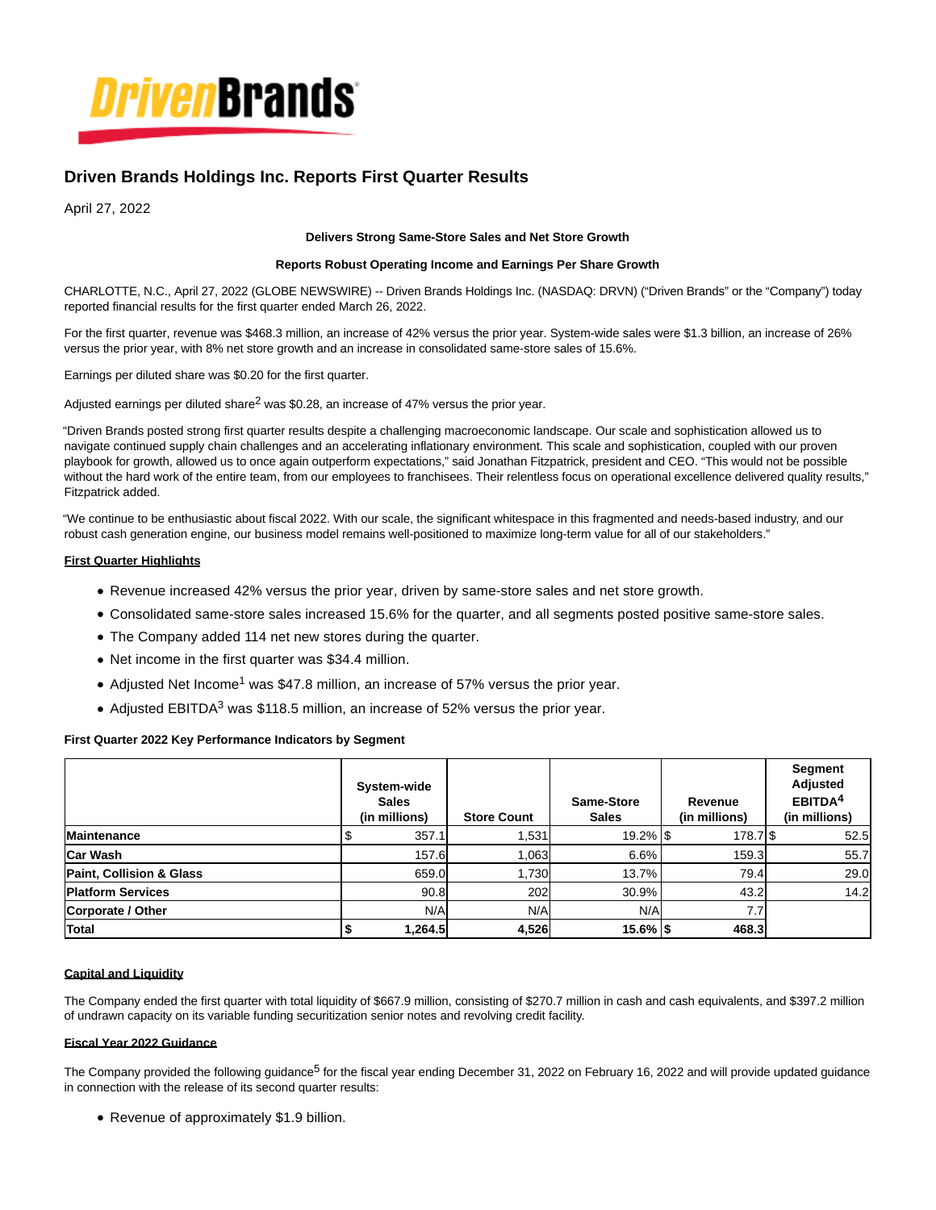# Driven Brands Holdings Inc. Reports First Quarter Results

April 27, 2022

**Delivers Strong Same-Store Sales and Net Store Growth**

**Reports Robust Operating Income and Earnings Per Share Growth**

CHARLOTTE, N.C., April 27, 2022 (GLOBE NEWSWIRE) -- Driven Brands Holdings Inc. (NASDAQ: DRVN) ("Driven Brands" or the "Company") today reported financial results for the first quarter ended March 26, 2022.

For the first quarter, revenue was $468.3 million, an increase of 42% versus the prior year. System-wide sales were $1.3 billion, an increase of 26% versus the prior year, with 8% net store growth and an increase in consolidated same-store sales of 15.6%.

Earnings per diluted share was $0.20 for the first quarter.

Adjusted earnings per diluted share[2] was $0.28, an increase of 47% versus the prior year.

"Driven Brands posted strong first quarter results despite a challenging macroeconomic landscape. Our scale and sophistication allowed us to navigate continued supply chain challenges and an accelerating inflationary environment. This scale and sophistication, coupled with our proven playbook for growth, allowed us to once again outperform expectations," said Jonathan Fitzpatrick, president and CEO. "This would not be possible without the hard work of the entire team, from our employees to franchisees. Their relentless focus on operational excellence delivered quality results," Fitzpatrick added.

"We continue to be enthusiastic about fiscal 2022. With our scale, the significant whitespace in this fragmented and needs-based industry, and our robust cash generation engine, our business model remains well-positioned to maximize long-term value for all of our stakeholders."

**First Quarter Highlights**

- Revenue increased 42% versus the prior year, driven by same-store sales and net store growth.
- Consolidated same-store sales increased 15.6% for the quarter, and all segments posted positive same-store sales.
- The Company added 114 net new stores during the quarter.
- Net income in the first quarter was $34.4 million.
- Adjusted Net Income[1] was $47.8 million, an increase of 57% versus the prior year.
- Adjusted EBITDA[3] was $118.5 million, an increase of 52% versus the prior year.

**First Quarter 2022 Key Performance Indicators by Segment**

| | System-wide Sales (in millions) | Store Count | Same-Store Sales | Revenue (in millions) | Segment Adjusted EBITDA[4] (in millions) |
|---|---|---|---|---|---|
| **Maintenance** | $ 357.1 | 1,531 | 19.2% | $ 178.7 | $ 52.5 |
| **Car Wash** | 157.6 | 1,063 | 6.6% | 159.3 | 55.7 |
| **Paint, Collision & Glass** | 659.0 | 1,730 | 13.7% | 79.4 | 29.0 |
| **Platform Services** | 90.8 | 202 | 30.9% | 43.2 | 14.2 |
| **Corporate / Other** | N/A | N/A | N/A | 7.7 | |
| **Total** | **$ 1,264.5** | **4,526** | **15.6%** | **$ 468.3** | |

**Capital and Liquidity**

The Company ended the first quarter with total liquidity of $667.9 million, consisting of $270.7 million in cash and cash equivalents, and $397.2 million of undrawn capacity on its variable funding securitization senior notes and revolving credit facility.

**Fiscal Year 2022 Guidance**

The Company provided the following guidance[5] for the fiscal year ending December 31, 2022 on February 16, 2022 and will provide updated guidance in connection with the release of its second quarter results:

- Revenue of approximately $1.9 billion.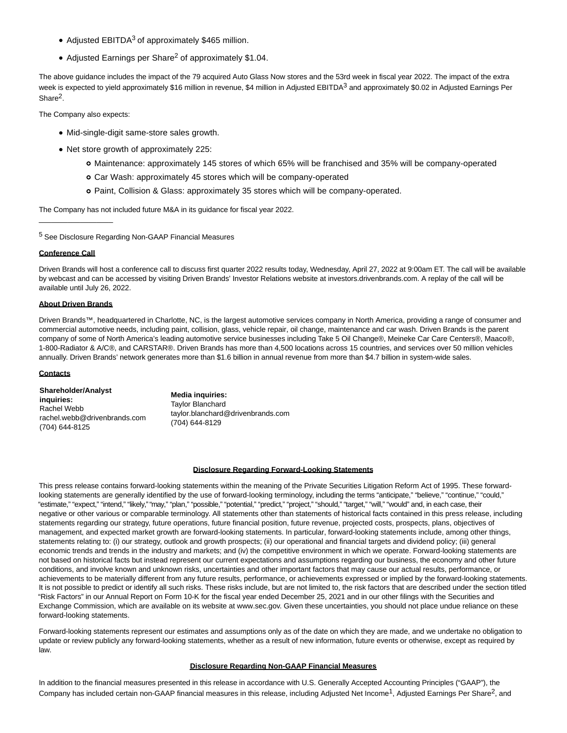- Adjusted EBITDA[3] of approximately $465 million.
- Adjusted Earnings per Share[2] of approximately $1.04.

The above guidance includes the impact of the 79 acquired Auto Glass Now stores and the 53rd week in fiscal year 2022. The impact of the extra week is expected to yield approximately $16 million in revenue, $4 million in Adjusted EBITDA[3] and approximately $0.02 in Adjusted Earnings Per Share[2].

The Company also expects:

- Mid-single-digit same-store sales growth.
- Net store growth of approximately 225:
  - Maintenance: approximately 145 stores of which 65% will be franchised and 35% will be company-operated
  - Car Wash: approximately 45 stores which will be company-operated
  - Paint, Collision & Glass: approximately 35 stores which will be company-operated.

The Company has not included future M&A in its guidance for fiscal year 2022.

---

[5] See Disclosure Regarding Non-GAAP Financial Measures

**Conference Call**

Driven Brands will host a conference call to discuss first quarter 2022 results today, Wednesday, April 27, 2022 at 9:00am ET. The call will be available by webcast and can be accessed by visiting Driven Brands' Investor Relations website at investors.drivenbrands.com. A replay of the call will be available until July 26, 2022.

**About Driven Brands**

Driven Brands™, headquartered in Charlotte, NC, is the largest automotive services company in North America, providing a range of consumer and commercial automotive needs, including paint, collision, glass, vehicle repair, oil change, maintenance and car wash. Driven Brands is the parent company of some of North America's leading automotive service businesses including Take 5 Oil Change®, Meineke Car Care Centers®, Maaco®, 1-800-Radiator & A/C®, and CARSTAR®. Driven Brands has more than 4,500 locations across 15 countries, and services over 50 million vehicles annually. Driven Brands' network generates more than $1.6 billion in annual revenue from more than $4.7 billion in system-wide sales.

**Contacts**

**Shareholder/Analyst inquiries:**
Rachel Webb
rachel.webb@drivenbrands.com
(704) 644-8125

**Media inquiries:**
Taylor Blanchard
taylor.blanchard@drivenbrands.com
(704) 644-8129

**Disclosure Regarding Forward-Looking Statements**

This press release contains forward-looking statements within the meaning of the Private Securities Litigation Reform Act of 1995. These forward-looking statements are generally identified by the use of forward-looking terminology, including the terms "anticipate," "believe," "continue," "could," "estimate," "expect," "intend," "likely," "may," "plan," "possible," "potential," "predict," "project," "should," "target," "will," "would" and, in each case, their negative or other various or comparable terminology. All statements other than statements of historical facts contained in this press release, including statements regarding our strategy, future operations, future financial position, future revenue, projected costs, prospects, plans, objectives of management, and expected market growth are forward-looking statements. In particular, forward-looking statements include, among other things, statements relating to: (i) our strategy, outlook and growth prospects; (ii) our operational and financial targets and dividend policy; (iii) general economic trends and trends in the industry and markets; and (iv) the competitive environment in which we operate. Forward-looking statements are not based on historical facts but instead represent our current expectations and assumptions regarding our business, the economy and other future conditions, and involve known and unknown risks, uncertainties and other important factors that may cause our actual results, performance, or achievements to be materially different from any future results, performance, or achievements expressed or implied by the forward-looking statements. It is not possible to predict or identify all such risks. These risks include, but are not limited to, the risk factors that are described under the section titled "Risk Factors" in our Annual Report on Form 10-K for the fiscal year ended December 25, 2021 and in our other filings with the Securities and Exchange Commission, which are available on its website at www.sec.gov. Given these uncertainties, you should not place undue reliance on these forward-looking statements.

Forward-looking statements represent our estimates and assumptions only as of the date on which they are made, and we undertake no obligation to update or review publicly any forward-looking statements, whether as a result of new information, future events or otherwise, except as required by law.

**Disclosure Regarding Non-GAAP Financial Measures**

In addition to the financial measures presented in this release in accordance with U.S. Generally Accepted Accounting Principles ("GAAP"), the Company has included certain non-GAAP financial measures in this release, including Adjusted Net Income[1], Adjusted Earnings Per Share[2], and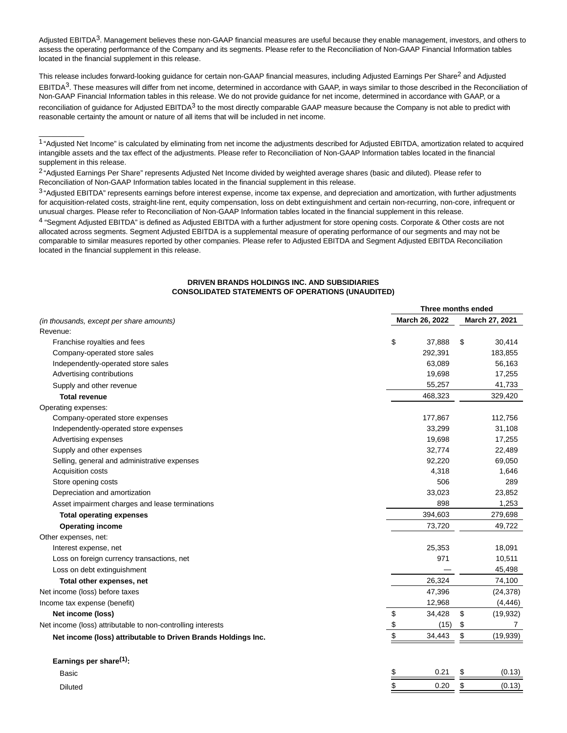Adjusted EBITDA[3]. Management believes these non-GAAP financial measures are useful because they enable management, investors, and others to assess the operating performance of the Company and its segments. Please refer to the Reconciliation of Non-GAAP Financial Information tables located in the financial supplement in this release.

This release includes forward-looking guidance for certain non-GAAP financial measures, including Adjusted Earnings Per Share[2] and Adjusted EBITDA[3]. These measures will differ from net income, determined in accordance with GAAP, in ways similar to those described in the Reconciliation of Non-GAAP Financial Information tables in this release. We do not provide guidance for net income, determined in accordance with GAAP, or a reconciliation of guidance for Adjusted EBITDA[3] to the most directly comparable GAAP measure because the Company is not able to predict with reasonable certainty the amount or nature of all items that will be included in net income.

---

[1] "Adjusted Net Income" is calculated by eliminating from net income the adjustments described for Adjusted EBITDA, amortization related to acquired intangible assets and the tax effect of the adjustments. Please refer to Reconciliation of Non-GAAP Information tables located in the financial supplement in this release.

[2] "Adjusted Earnings Per Share" represents Adjusted Net Income divided by weighted average shares (basic and diluted). Please refer to Reconciliation of Non-GAAP Information tables located in the financial supplement in this release.

[3] "Adjusted EBITDA" represents earnings before interest expense, income tax expense, and depreciation and amortization, with further adjustments for acquisition-related costs, straight-line rent, equity compensation, loss on debt extinguishment and certain non-recurring, non-core, infrequent or unusual charges. Please refer to Reconciliation of Non-GAAP Information tables located in the financial supplement in this release.

[4] "Segment Adjusted EBITDA" is defined as Adjusted EBITDA with a further adjustment for store opening costs. Corporate & Other costs are not allocated across segments. Segment Adjusted EBITDA is a supplemental measure of operating performance of our segments and may not be comparable to similar measures reported by other companies. Please refer to Adjusted EBITDA and Segment Adjusted EBITDA Reconciliation located in the financial supplement in this release.

**DRIVEN BRANDS HOLDINGS INC. AND SUBSIDIARIES**
**CONSOLIDATED STATEMENTS OF OPERATIONS (UNAUDITED)**

| | Three months ended | |
|---|---|---|
| *(in thousands, except per share amounts)* | March 26, 2022 | March 27, 2021 |
| Revenue: | | |
| Franchise royalties and fees | $ 37,888 | $ 30,414 |
| Company-operated store sales | 292,391 | 183,855 |
| Independently-operated store sales | 63,089 | 56,163 |
| Advertising contributions | 19,698 | 17,255 |
| Supply and other revenue | 55,257 | 41,733 |
| **Total revenue** | 468,323 | 329,420 |
| Operating expenses: | | |
| Company-operated store expenses | 177,867 | 112,756 |
| Independently-operated store expenses | 33,299 | 31,108 |
| Advertising expenses | 19,698 | 17,255 |
| Supply and other expenses | 32,774 | 22,489 |
| Selling, general and administrative expenses | 92,220 | 69,050 |
| Acquisition costs | 4,318 | 1,646 |
| Store opening costs | 506 | 289 |
| Depreciation and amortization | 33,023 | 23,852 |
| Asset impairment charges and lease terminations | 898 | 1,253 |
| **Total operating expenses** | 394,603 | 279,698 |
| **Operating income** | 73,720 | 49,722 |
| Other expenses, net: | | |
| Interest expense, net | 25,353 | 18,091 |
| Loss on foreign currency transactions, net | 971 | 10,511 |
| Loss on debt extinguishment | — | 45,498 |
| **Total other expenses, net** | 26,324 | 74,100 |
| Net income (loss) before taxes | 47,396 | (24,378) |
| Income tax expense (benefit) | 12,968 | (4,446) |
| **Net income (loss)** | $ 34,428 | $ (19,932) |
| Net income (loss) attributable to non-controlling interests | $ (15) | $ 7 |
| **Net income (loss) attributable to Driven Brands Holdings Inc.** | $ 34,443 | $ (19,939) |
| | | |
| **Earnings per share[(1)]:** | | |
| Basic | $ 0.21 | $ (0.13) |
| Diluted | $ 0.20 | $ (0.13) |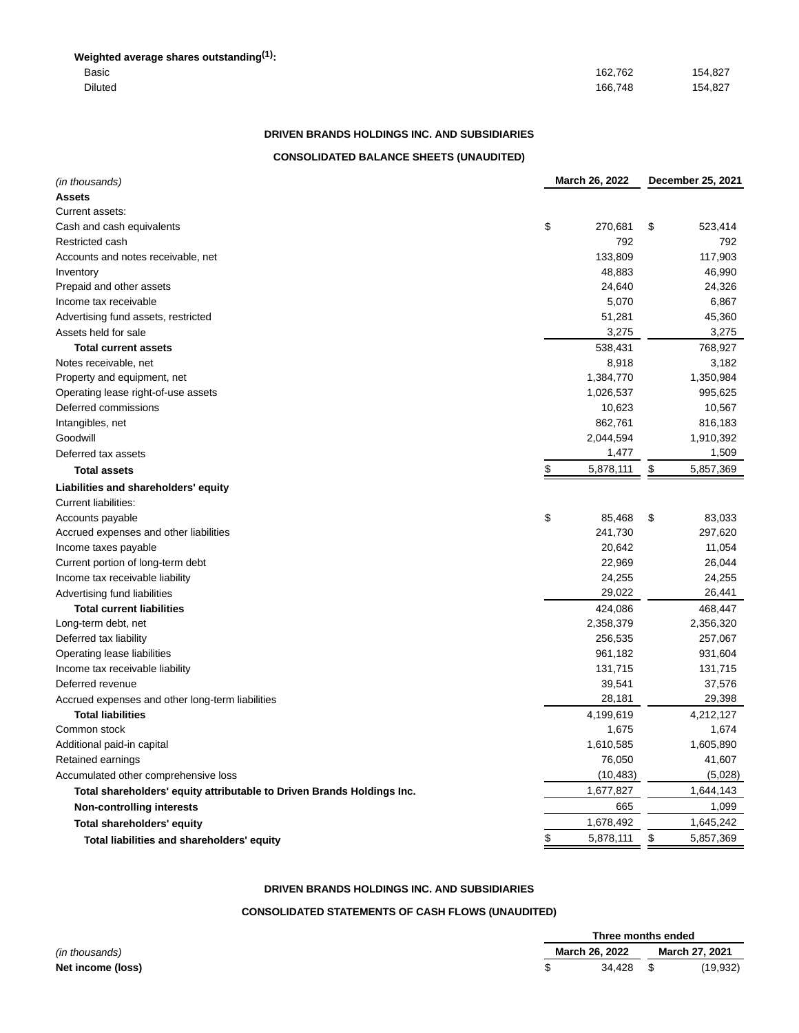**Weighted average shares outstanding[1]:**

| | | |
|---|---|---|
| Basic | 162,762 | 154,827 |
| Diluted | 166,748 | 154,827 |

**DRIVEN BRANDS HOLDINGS INC. AND SUBSIDIARIES**

**CONSOLIDATED BALANCE SHEETS (UNAUDITED)**

| *(in thousands)* | March 26, 2022 | December 25, 2021 |
|---|---|---|
| **Assets** | | |
| Current assets: | | |
| Cash and cash equivalents | $ 270,681 | $ 523,414 |
| Restricted cash | 792 | 792 |
| Accounts and notes receivable, net | 133,809 | 117,903 |
| Inventory | 48,883 | 46,990 |
| Prepaid and other assets | 24,640 | 24,326 |
| Income tax receivable | 5,070 | 6,867 |
| Advertising fund assets, restricted | 51,281 | 45,360 |
| Assets held for sale | 3,275 | 3,275 |
| **Total current assets** | 538,431 | 768,927 |
| Notes receivable, net | 8,918 | 3,182 |
| Property and equipment, net | 1,384,770 | 1,350,984 |
| Operating lease right-of-use assets | 1,026,537 | 995,625 |
| Deferred commissions | 10,623 | 10,567 |
| Intangibles, net | 862,761 | 816,183 |
| Goodwill | 2,044,594 | 1,910,392 |
| Deferred tax assets | 1,477 | 1,509 |
| **Total assets** | $ 5,878,111 | $ 5,857,369 |
| **Liabilities and shareholders' equity** | | |
| Current liabilities: | | |
| Accounts payable | $ 85,468 | $ 83,033 |
| Accrued expenses and other liabilities | 241,730 | 297,620 |
| Income taxes payable | 20,642 | 11,054 |
| Current portion of long-term debt | 22,969 | 26,044 |
| Income tax receivable liability | 24,255 | 24,255 |
| Advertising fund liabilities | 29,022 | 26,441 |
| **Total current liabilities** | 424,086 | 468,447 |
| Long-term debt, net | 2,358,379 | 2,356,320 |
| Deferred tax liability | 256,535 | 257,067 |
| Operating lease liabilities | 961,182 | 931,604 |
| Income tax receivable liability | 131,715 | 131,715 |
| Deferred revenue | 39,541 | 37,576 |
| Accrued expenses and other long-term liabilities | 28,181 | 29,398 |
| **Total liabilities** | 4,199,619 | 4,212,127 |
| Common stock | 1,675 | 1,674 |
| Additional paid-in capital | 1,610,585 | 1,605,890 |
| Retained earnings | 76,050 | 41,607 |
| Accumulated other comprehensive loss | (10,483) | (5,028) |
| **Total shareholders' equity attributable to Driven Brands Holdings Inc.** | 1,677,827 | 1,644,143 |
| **Non-controlling interests** | 665 | 1,099 |
| **Total shareholders' equity** | 1,678,492 | 1,645,242 |
| **Total liabilities and shareholders' equity** | $ 5,878,111 | $ 5,857,369 |

**DRIVEN BRANDS HOLDINGS INC. AND SUBSIDIARIES**

**CONSOLIDATED STATEMENTS OF CASH FLOWS (UNAUDITED)**

| | Three months ended | |
|---|---|---|
| *(in thousands)* | March 26, 2022 | March 27, 2021 |
| **Net income (loss)** | $ 34,428 | $ (19,932) |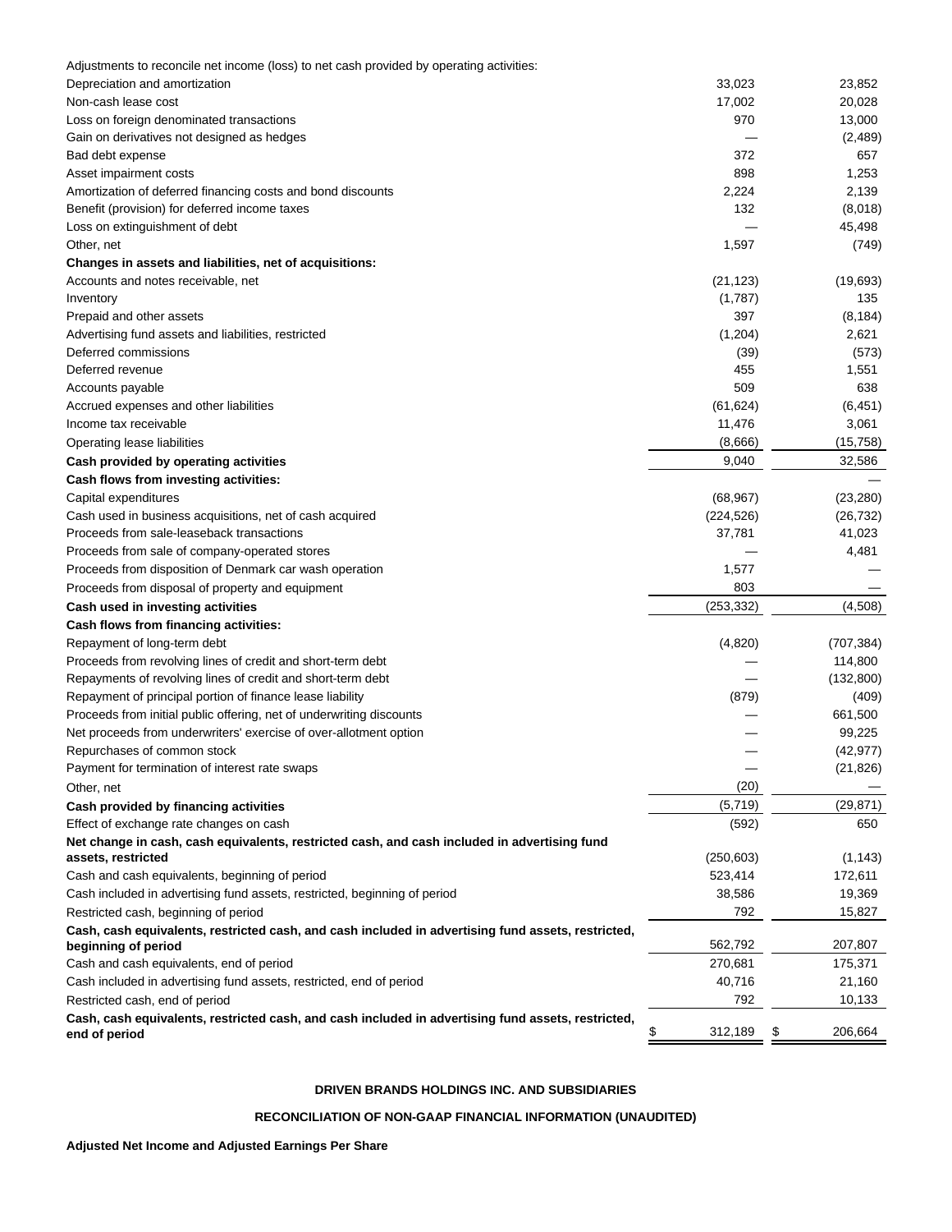| | | |
|---|---|---|
| Adjustments to reconcile net income (loss) to net cash provided by operating activities: | | |
| Depreciation and amortization | 33,023 | 23,852 |
| Non-cash lease cost | 17,002 | 20,028 |
| Loss on foreign denominated transactions | 970 | 13,000 |
| Gain on derivatives not designed as hedges | — | (2,489) |
| Bad debt expense | 372 | 657 |
| Asset impairment costs | 898 | 1,253 |
| Amortization of deferred financing costs and bond discounts | 2,224 | 2,139 |
| Benefit (provision) for deferred income taxes | 132 | (8,018) |
| Loss on extinguishment of debt | — | 45,498 |
| Other, net | 1,597 | (749) |
| **Changes in assets and liabilities, net of acquisitions:** | | |
| Accounts and notes receivable, net | (21,123) | (19,693) |
| Inventory | (1,787) | 135 |
| Prepaid and other assets | 397 | (8,184) |
| Advertising fund assets and liabilities, restricted | (1,204) | 2,621 |
| Deferred commissions | (39) | (573) |
| Deferred revenue | 455 | 1,551 |
| Accounts payable | 509 | 638 |
| Accrued expenses and other liabilities | (61,624) | (6,451) |
| Income tax receivable | 11,476 | 3,061 |
| Operating lease liabilities | (8,666) | (15,758) |
| **Cash provided by operating activities** | 9,040 | 32,586 |
| **Cash flows from investing activities:** | | — |
| Capital expenditures | (68,967) | (23,280) |
| Cash used in business acquisitions, net of cash acquired | (224,526) | (26,732) |
| Proceeds from sale-leaseback transactions | 37,781 | 41,023 |
| Proceeds from sale of company-operated stores | — | 4,481 |
| Proceeds from disposition of Denmark car wash operation | 1,577 | — |
| Proceeds from disposal of property and equipment | 803 | — |
| **Cash used in investing activities** | (253,332) | (4,508) |
| **Cash flows from financing activities:** | | |
| Repayment of long-term debt | (4,820) | (707,384) |
| Proceeds from revolving lines of credit and short-term debt | — | 114,800 |
| Repayments of revolving lines of credit and short-term debt | — | (132,800) |
| Repayment of principal portion of finance lease liability | (879) | (409) |
| Proceeds from initial public offering, net of underwriting discounts | — | 661,500 |
| Net proceeds from underwriters' exercise of over-allotment option | — | 99,225 |
| Repurchases of common stock | — | (42,977) |
| Payment for termination of interest rate swaps | — | (21,826) |
| Other, net | (20) | — |
| **Cash provided by financing activities** | (5,719) | (29,871) |
| Effect of exchange rate changes on cash | (592) | 650 |
| **Net change in cash, cash equivalents, restricted cash, and cash included in advertising fund assets, restricted** | (250,603) | (1,143) |
| Cash and cash equivalents, beginning of period | 523,414 | 172,611 |
| Cash included in advertising fund assets, restricted, beginning of period | 38,586 | 19,369 |
| Restricted cash, beginning of period | 792 | 15,827 |
| **Cash, cash equivalents, restricted cash, and cash included in advertising fund assets, restricted, beginning of period** | 562,792 | 207,807 |
| Cash and cash equivalents, end of period | 270,681 | 175,371 |
| Cash included in advertising fund assets, restricted, end of period | 40,716 | 21,160 |
| Restricted cash, end of period | 792 | 10,133 |
| **Cash, cash equivalents, restricted cash, and cash included in advertising fund assets, restricted, end of period** | $ 312,189 | $ 206,664 |

**DRIVEN BRANDS HOLDINGS INC. AND SUBSIDIARIES**

**RECONCILIATION OF NON-GAAP FINANCIAL INFORMATION (UNAUDITED)**

**Adjusted Net Income and Adjusted Earnings Per Share**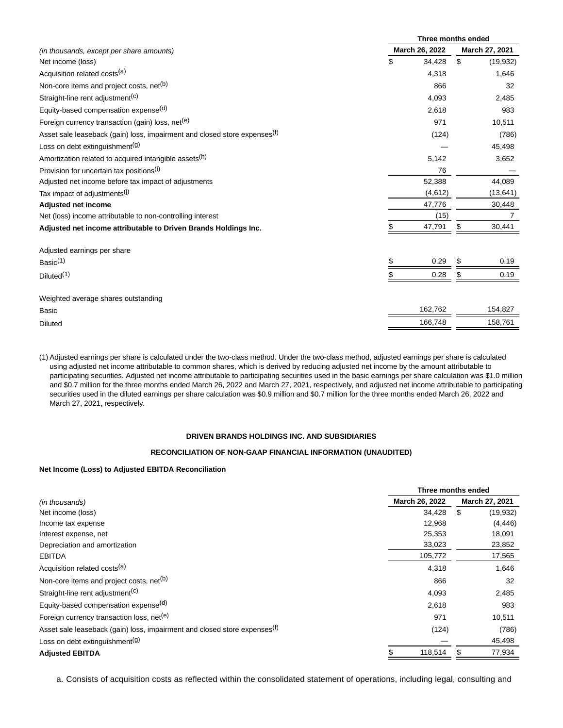| (in thousands, except per share amounts) | Three months ended | |
|---|---|---|
| | March 26, 2022 | March 27, 2021 |
| Net income (loss) | $ 34,428 | $ (19,932) |
| Acquisition related costs[(a)] | 4,318 | 1,646 |
| Non-core items and project costs, net[(b)] | 866 | 32 |
| Straight-line rent adjustment[(c)] | 4,093 | 2,485 |
| Equity-based compensation expense[(d)] | 2,618 | 983 |
| Foreign currency transaction (gain) loss, net[(e)] | 971 | 10,511 |
| Asset sale leaseback (gain) loss, impairment and closed store expenses[(f)] | (124) | (786) |
| Loss on debt extinguishment[(g)] | — | 45,498 |
| Amortization related to acquired intangible assets[(h)] | 5,142 | 3,652 |
| Provision for uncertain tax positions[(i)] | 76 | — |
| Adjusted net income before tax impact of adjustments | 52,388 | 44,089 |
| Tax impact of adjustments[(j)] | (4,612) | (13,641) |
| **Adjusted net income** | 47,776 | 30,448 |
| Net (loss) income attributable to non-controlling interest | (15) | 7 |
| **Adjusted net income attributable to Driven Brands Holdings Inc.** | $ 47,791 | $ 30,441 |
| | | |
| Adjusted earnings per share | | |
| Basic[(1)] | $ 0.29 | $ 0.19 |
| Diluted[(1)] | $ 0.28 | $ 0.19 |
| | | |
| Weighted average shares outstanding | | |
| Basic | 162,762 | 154,827 |
| Diluted | 166,748 | 158,761 |

(1) Adjusted earnings per share is calculated under the two-class method. Under the two-class method, adjusted earnings per share is calculated using adjusted net income attributable to common shares, which is derived by reducing adjusted net income by the amount attributable to participating securities. Adjusted net income attributable to participating securities used in the basic earnings per share calculation was $1.0 million and $0.7 million for the three months ended March 26, 2022 and March 27, 2021, respectively, and adjusted net income attributable to participating securities used in the diluted earnings per share calculation was $0.9 million and $0.7 million for the three months ended March 26, 2022 and March 27, 2021, respectively.

**DRIVEN BRANDS HOLDINGS INC. AND SUBSIDIARIES**

**RECONCILIATION OF NON-GAAP FINANCIAL INFORMATION (UNAUDITED)**

**Net Income (Loss) to Adjusted EBITDA Reconciliation**

| (in thousands) | Three months ended | |
|---|---|---|
| | March 26, 2022 | March 27, 2021 |
| Net income (loss) | 34,428 | $ (19,932) |
| Income tax expense | 12,968 | (4,446) |
| Interest expense, net | 25,353 | 18,091 |
| Depreciation and amortization | 33,023 | 23,852 |
| EBITDA | 105,772 | 17,565 |
| Acquisition related costs[(a)] | 4,318 | 1,646 |
| Non-core items and project costs, net[(b)] | 866 | 32 |
| Straight-line rent adjustment[(c)] | 4,093 | 2,485 |
| Equity-based compensation expense[(d)] | 2,618 | 983 |
| Foreign currency transaction loss, net[(e)] | 971 | 10,511 |
| Asset sale leaseback (gain) loss, impairment and closed store expenses[(f)] | (124) | (786) |
| Loss on debt extinguishment[(g)] | — | 45,498 |
| **Adjusted EBITDA** | $ 118,514 | $ 77,934 |

a. Consists of acquisition costs as reflected within the consolidated statement of operations, including legal, consulting and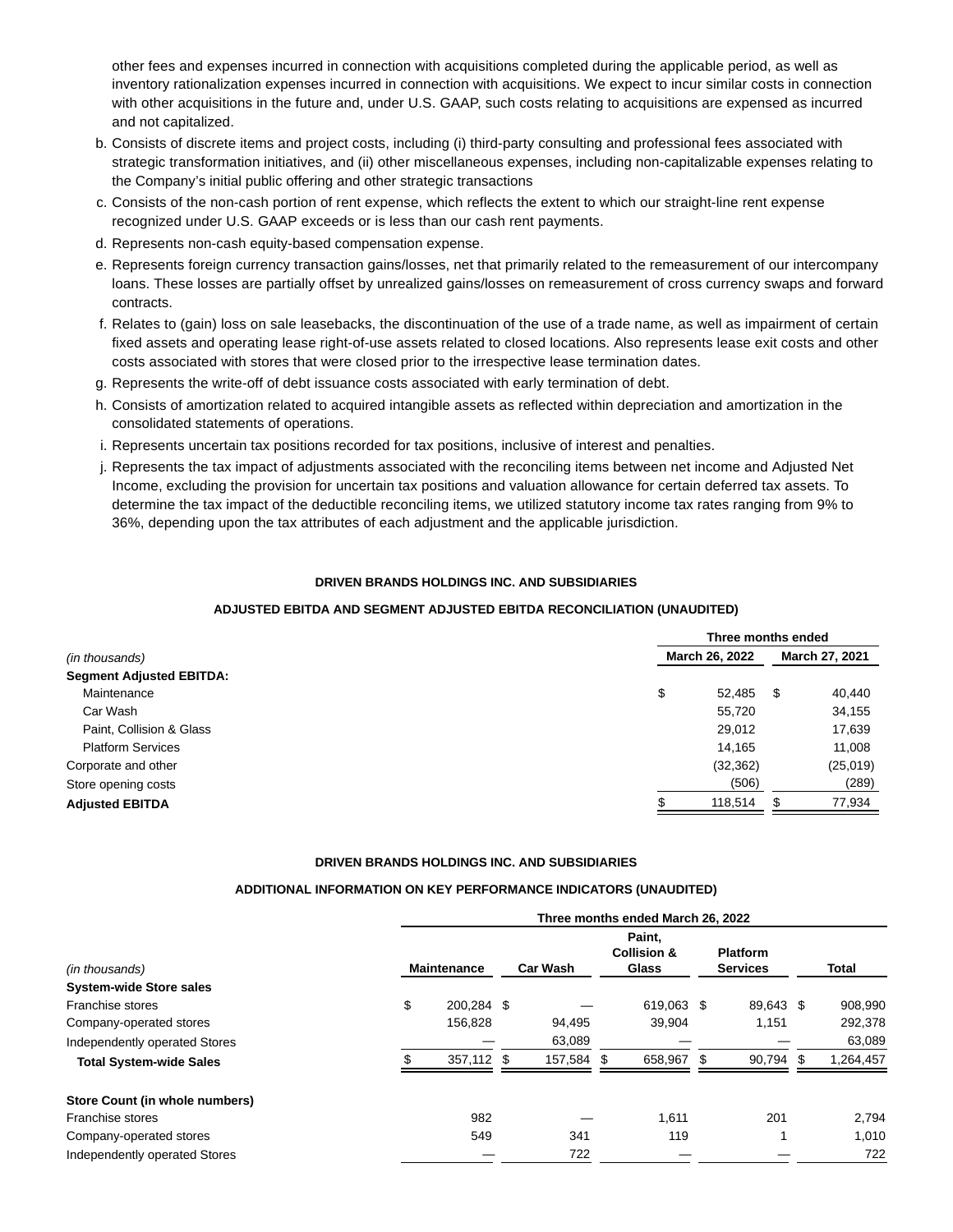other fees and expenses incurred in connection with acquisitions completed during the applicable period, as well as inventory rationalization expenses incurred in connection with acquisitions. We expect to incur similar costs in connection with other acquisitions in the future and, under U.S. GAAP, such costs relating to acquisitions are expensed as incurred and not capitalized.

b. Consists of discrete items and project costs, including (i) third-party consulting and professional fees associated with strategic transformation initiatives, and (ii) other miscellaneous expenses, including non-capitalizable expenses relating to the Company's initial public offering and other strategic transactions
c. Consists of the non-cash portion of rent expense, which reflects the extent to which our straight-line rent expense recognized under U.S. GAAP exceeds or is less than our cash rent payments.
d. Represents non-cash equity-based compensation expense.
e. Represents foreign currency transaction gains/losses, net that primarily related to the remeasurement of our intercompany loans. These losses are partially offset by unrealized gains/losses on remeasurement of cross currency swaps and forward contracts.
f. Relates to (gain) loss on sale leasebacks, the discontinuation of the use of a trade name, as well as impairment of certain fixed assets and operating lease right-of-use assets related to closed locations. Also represents lease exit costs and other costs associated with stores that were closed prior to the irrespective lease termination dates.
g. Represents the write-off of debt issuance costs associated with early termination of debt.
h. Consists of amortization related to acquired intangible assets as reflected within depreciation and amortization in the consolidated statements of operations.
i. Represents uncertain tax positions recorded for tax positions, inclusive of interest and penalties.
j. Represents the tax impact of adjustments associated with the reconciling items between net income and Adjusted Net Income, excluding the provision for uncertain tax positions and valuation allowance for certain deferred tax assets. To determine the tax impact of the deductible reconciling items, we utilized statutory income tax rates ranging from 9% to 36%, depending upon the tax attributes of each adjustment and the applicable jurisdiction.

**DRIVEN BRANDS HOLDINGS INC. AND SUBSIDIARIES**

**ADJUSTED EBITDA AND SEGMENT ADJUSTED EBITDA RECONCILIATION (UNAUDITED)**

| *(in thousands)* | Three months ended March 26, 2022 | Three months ended March 27, 2021 |
|---|---|---|
| **Segment Adjusted EBITDA:** | | |
| Maintenance | $ 52,485 | $ 40,440 |
| Car Wash | 55,720 | 34,155 |
| Paint, Collision & Glass | 29,012 | 17,639 |
| Platform Services | 14,165 | 11,008 |
| Corporate and other | (32,362) | (25,019) |
| Store opening costs | (506) | (289) |
| **Adjusted EBITDA** | $ 118,514 | $ 77,934 |

**DRIVEN BRANDS HOLDINGS INC. AND SUBSIDIARIES**

**ADDITIONAL INFORMATION ON KEY PERFORMANCE INDICATORS (UNAUDITED)**

| | Three months ended March 26, 2022 | | | | |
|---|---|---|---|---|---|
| *(in thousands)* | Maintenance | Car Wash | Paint, Collision & Glass | Platform Services | Total |
| **System-wide Store sales** | | | | | |
| Franchise stores | $ 200,284 | $ — | 619,063 | $ 89,643 | $ 908,990 |
| Company-operated stores | 156,828 | 94,495 | 39,904 | 1,151 | 292,378 |
| Independently operated Stores | — | 63,089 | — | — | 63,089 |
| **Total System-wide Sales** | $ 357,112 | $ 157,584 | $ 658,967 | $ 90,794 | $ 1,264,457 |
| | | | | | |
| **Store Count (in whole numbers)** | | | | | |
| Franchise stores | 982 | — | 1,611 | 201 | 2,794 |
| Company-operated stores | 549 | 341 | 119 | 1 | 1,010 |
| Independently operated Stores | — | 722 | — | — | 722 |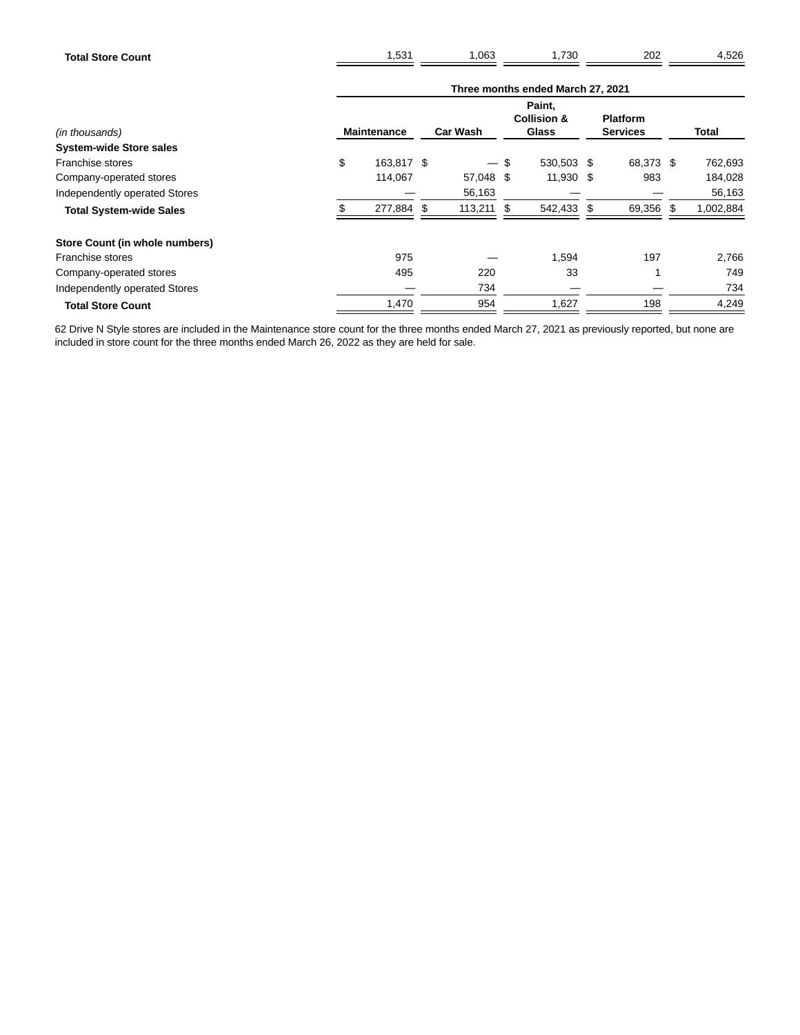| | Maintenance | Car Wash | Paint, Collision & Glass | Platform Services | Total |
|---|---|---|---|---|---|
| **Total Store Count** | 1,531 | 1,063 | 1,730 | 202 | 4,526 |

| | Three months ended March 27, 2021 | | | | |
|---|---|---|---|---|---|
| *(in thousands)* | Maintenance | Car Wash | Paint, Collision & Glass | Platform Services | Total |
| **System-wide Store sales** | | | | | |
| Franchise stores | $ 163,817 | $ — | $ 530,503 | $ 68,373 | $ 762,693 |
| Company-operated stores | 114,067 | 57,048 | $ 11,930 | $ 983 | 184,028 |
| Independently operated Stores | — | 56,163 | — | — | 56,163 |
| **Total System-wide Sales** | $ 277,884 | $ 113,211 | $ 542,433 | $ 69,356 | $ 1,002,884 |
| | | | | | |
| **Store Count (in whole numbers)** | | | | | |
| Franchise stores | 975 | — | 1,594 | 197 | 2,766 |
| Company-operated stores | 495 | 220 | 33 | 1 | 749 |
| Independently operated Stores | — | 734 | — | — | 734 |
| **Total Store Count** | 1,470 | 954 | 1,627 | 198 | 4,249 |

62 Drive N Style stores are included in the Maintenance store count for the three months ended March 27, 2021 as previously reported, but none are included in store count for the three months ended March 26, 2022 as they are held for sale.